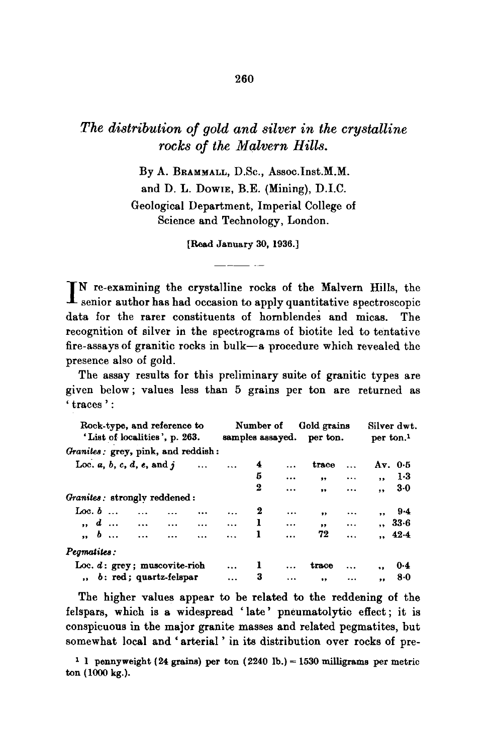# *The distribution of gold and silver in the crystalline rocks of the Malvern Hills.*

By A. Brammall, D.Sc., Assoc.Inst.M.M.
and D. L. Dowie, B.E. (Mining), D.I.C.
Geological Department, Imperial College of Science and Technology, London.

[Read January 30, 1936.]

In re-examining the crystalline rocks of the Malvern Hills, the senior author has had occasion to apply quantitative spectroscopic data for the rarer constituents of hornblendes and micas. The recognition of silver in the spectrograms of biotite led to tentative fire-assays of granitic rocks in bulk—a procedure which revealed the presence also of gold.

The assay results for this preliminary suite of granitic types are given below; values less than 5 grains per ton are returned as 'traces':

| Rock-type, and reference to 'List of localities', p. 263. | Number of samples assayed. | Gold grains per ton. | Silver dwt. per ton.[1] |
|---|---|---|---|
| *Granites*: grey, pink, and reddish: | | | |
| Loc. *a*, *b*, *c*, *d*, *e*, and *j* | 4 | trace | Av. 0·5 |
| | 5 | ,, | ,, 1·3 |
| | 2 | ,, | ,, 3·0 |
| *Granites*: strongly reddened: | | | |
| Loc. *b* | 2 | ,, | ,, 9·4 |
| ,, *d* | 1 | ,, | ,, 33·6 |
| ,, *b* | 1 | 72 | ,, 42·4 |
| *Pegmatites*: | | | |
| Loc. *d*: grey; muscovite-rich | 1 | trace | ,, 0·4 |
| ,, *b*: red; quartz-felspar | 3 | ,, | ,, 8·0 |

The higher values appear to be related to the reddening of the felspars, which is a widespread 'late' pneumatolytic effect; it is conspicuous in the major granite masses and related pegmatites, but somewhat local and 'arterial' in its distribution over rocks of pre-

[1] 1 pennyweight (24 grains) per ton (2240 lb.) = 1530 milligrams per metric ton (1000 kg.).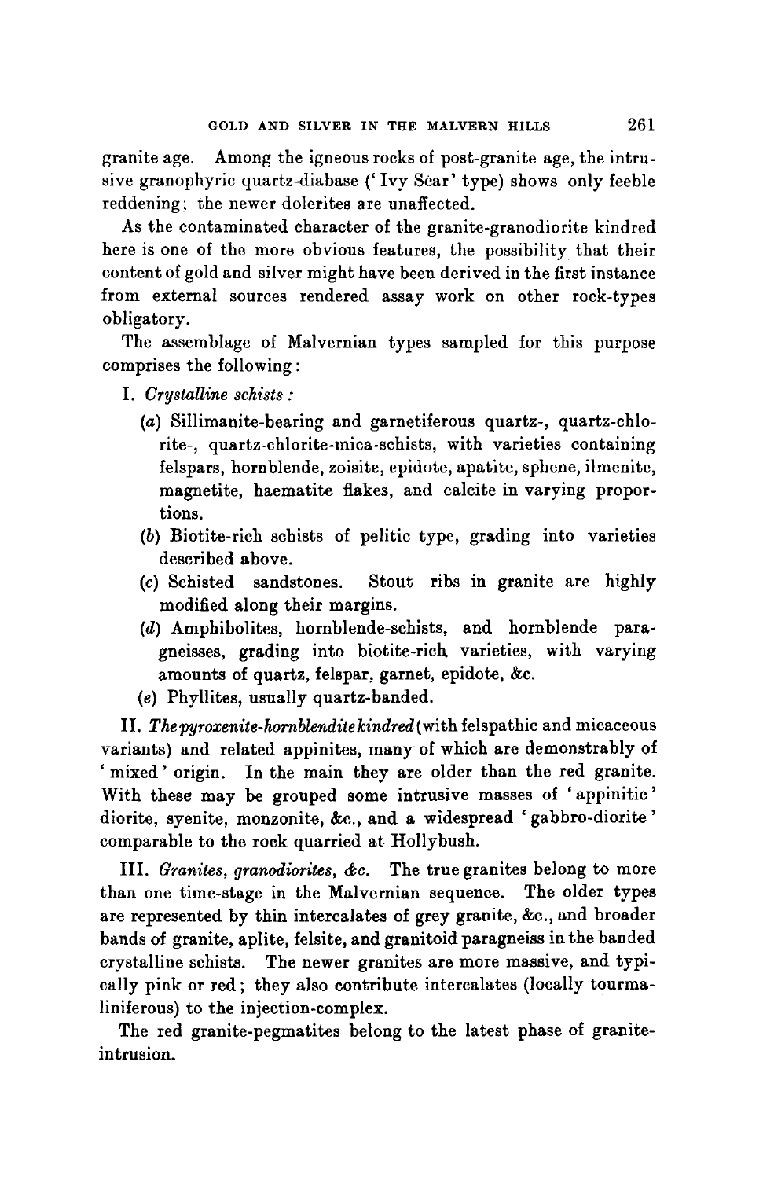granite age. Among the igneous rocks of post-granite age, the intrusive granophyric quartz-diabase ('Ivy Scar' type) shows only feeble reddening; the newer dolerites are unaffected.

As the contaminated character of the granite-granodiorite kindred here is one of the more obvious features, the possibility that their content of gold and silver might have been derived in the first instance from external sources rendered assay work on other rock-types obligatory.

The assemblage of Malvernian types sampled for this purpose comprises the following:

I. *Crystalline schists :*

(*a*) Sillimanite-bearing and garnetiferous quartz-, quartz-chlorite-, quartz-chlorite-mica-schists, with varieties containing felspars, hornblende, zoisite, epidote, apatite, sphene, ilmenite, magnetite, haematite flakes, and calcite in varying proportions.

(*b*) Biotite-rich schists of pelitic type, grading into varieties described above.

(*c*) Schisted sandstones. Stout ribs in granite are highly modified along their margins.

(*d*) Amphibolites, hornblende-schists, and hornblende paragneisses, grading into biotite-rich varieties, with varying amounts of quartz, felspar, garnet, epidote, &c.

(*e*) Phyllites, usually quartz-banded.

II. *The pyroxenite-hornblendite kindred* (with felspathic and micaceous variants) and related appinites, many of which are demonstrably of 'mixed' origin. In the main they are older than the red granite. With these may be grouped some intrusive masses of 'appinitic' diorite, syenite, monzonite, &c., and a widespread 'gabbro-diorite' comparable to the rock quarried at Hollybush.

III. *Granites, granodiorites, &c.* The true granites belong to more than one time-stage in the Malvernian sequence. The older types are represented by thin intercalates of grey granite, &c., and broader bands of granite, aplite, felsite, and granitoid paragneiss in the banded crystalline schists. The newer granites are more massive, and typically pink or red; they also contribute intercalates (locally tourmaliniferous) to the injection-complex.

The red granite-pegmatites belong to the latest phase of granite-intrusion.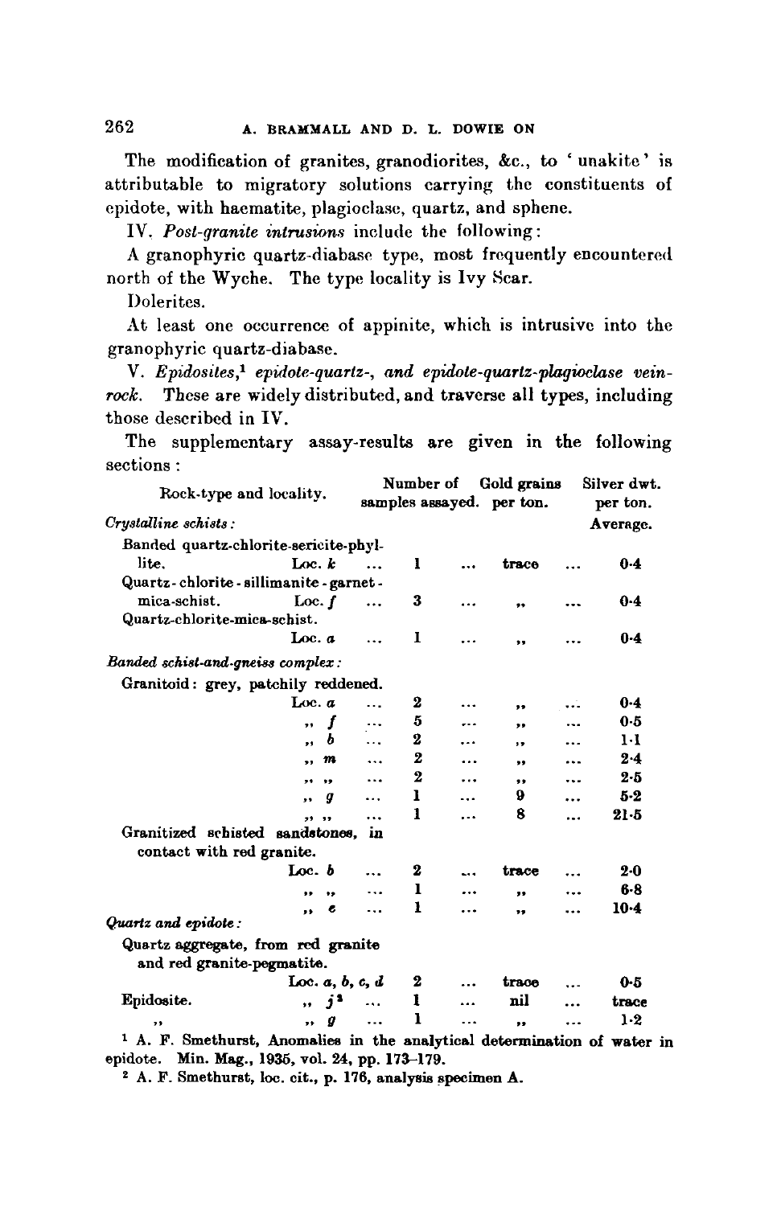The modification of granites, granodiorites, &c., to 'unakite' is attributable to migratory solutions carrying the constituents of epidote, with haematite, plagioclase, quartz, and sphene.

IV. *Post-granite intrusions* include the following:

A granophyric quartz-diabase type, most frequently encountered north of the Wyche. The type locality is Ivy Scar.

Dolerites.

At least one occurrence of appinite, which is intrusive into the granophyric quartz-diabase.

V. *Epidosites*,[1] *epidote-quartz-, and epidote-quartz-plagioclase vein-rock.* These are widely distributed, and traverse all types, including those described in IV.

The supplementary assay-results are given in the following sections:

| Rock-type and locality. | | Number of samples assayed. | Gold grains per ton. | Silver dwt. per ton. Average. |
|---|---|---|---|---|
| *Crystalline schists:* | | | | |
| Banded quartz-chlorite-sericite-phyllite. | Loc. *k* | 1 | trace | 0·4 |
| Quartz-chlorite-sillimanite-garnet-mica-schist. | Loc. *f* | 3 | ,, | 0·4 |
| Quartz-chlorite-mica-schist. | Loc. *a* | 1 | ,, | 0·4 |
| *Banded schist-and-gneiss complex:* | | | | |
| Granitoid: grey, patchily reddened. | Loc. *a* | 2 | ,, | 0·4 |
| | ,, *f* | 5 | ,, | 0·5 |
| | ,, *b* | 2 | ,, | 1·1 |
| | ,, *m* | 2 | ,, | 2·4 |
| | ,, ,, | 2 | ,, | 2·5 |
| | ,, *g* | 1 | 9 | 5·2 |
| | ,, ,, | 1 | 8 | 21·5 |
| Granitized schisted sandstones, in contact with red granite. | Loc. *b* | 2 | trace | 2·0 |
| | ,, ,, | 1 | ,, | 6·8 |
| | ,, *e* | 1 | ,, | 10·4 |
| *Quartz and epidote:* | | | | |
| Quartz aggregate, from red granite and red granite-pegmatite. | Loc. *a, b, c, d* | 2 | trace | 0·5 |
| Epidosite. | ,, *j*[2] | 1 | nil | trace |
| ,, | ,, *g* | 1 | ,, | 1·2 |

[1] A. F. Smethurst, Anomalies in the analytical determination of water in epidote. Min. Mag., 1935, vol. 24, pp. 173–179.

[2] A. F. Smethurst, loc. cit., p. 176, analysis specimen A.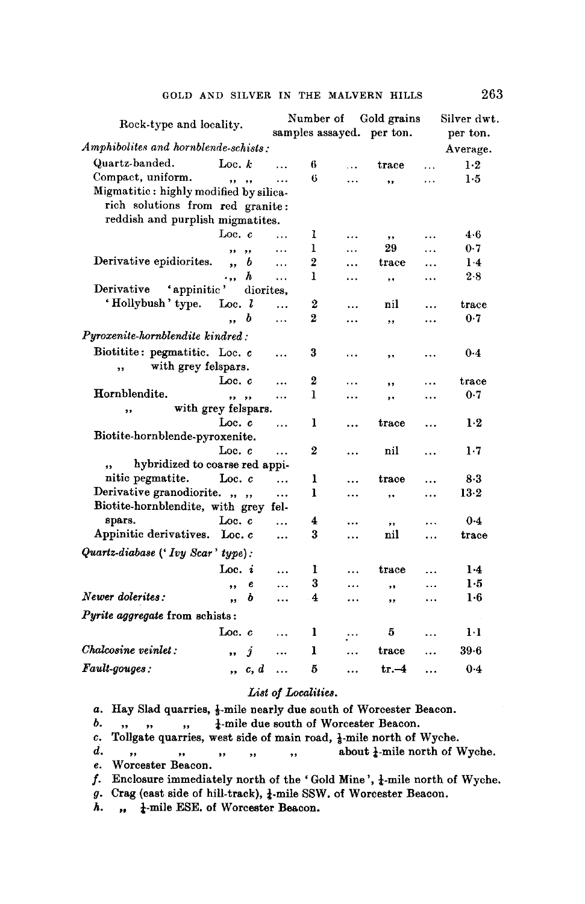| Rock-type and locality. | Number of samples assayed. | Gold grains per ton. | Silver dwt. per ton. |
|---|---|---|---|
| *Amphibolites and hornblende-schists:* | | | Average. |
| Quartz-banded. Loc. *k* | 6 | trace | 1·2 |
| Compact, uniform. ,, ,, | 6 | ,, | 1·5 |
| Migmatitic: highly modified by silica-rich solutions from red granite: reddish and purplish migmatites. Loc. *c* | 1 | ,, | 4·6 |
| ,, ,, | 1 | 29 | 0·7 |
| Derivative epidiorites. ,, *b* | 2 | trace | 1·4 |
| ,, *h* | 1 | ,, | 2·8 |
| Derivative 'appinitic' diorites, 'Hollybush' type. Loc. *l* | 2 | nil | trace |
| ,, *b* | 2 | ,, | 0·7 |
| *Pyroxenite-hornblendite kindred:* | | | |
| Biotitite: pegmatitic. Loc. *c* | 3 | ,, | 0·4 |
| ,, with grey felspars. Loc. *c* | 2 | ,, | trace |
| Hornblendite. ,, ,, | 1 | ,, | 0·7 |
| ,, with grey felspars. Loc. *c* | 1 | trace | 1·2 |
| Biotite-hornblende-pyroxenite. Loc. *c* | 2 | nil | 1·7 |
| ,, hybridized to coarse red appinitic pegmatite. Loc. *c* | 1 | trace | 8·3 |
| Derivative granodiorite. ,, ,, | 1 | ,, | 13·2 |
| Biotite-hornblendite, with grey felspars. Loc. *c* | 4 | ,, | 0·4 |
| Appinitic derivatives. Loc. *c* | 3 | nil | trace |
| *Quartz-diabase ('Ivy Scar' type):* | | | |
| Loc. *i* | 1 | trace | 1·4 |
| ,, *e* | 3 | ,, | 1·5 |
| *Newer dolerites:* ,, *b* | 4 | ,, | 1·6 |
| *Pyrite aggregate* from schists: | | | |
| Loc. *c* | 1 | 5 | 1·1 |
| *Chalcosine veinlet:* ,, *j* | 1 | trace | 39·6 |
| *Fault-gouges:* ,, *c, d* | 5 | tr.–4 | 0·4 |

*List of Localities.*

*a.* Hay Slad quarries, ½-mile nearly due south of Worcester Beacon.
*b.* ,, ,, ,, ¼-mile due south of Worcester Beacon.
*c.* Tollgate quarries, west side of main road, ⅛-mile north of Wyche.
*d.* ,, ,, ,, ,, ,, about ¼-mile north of Wyche.
*e.* Worcester Beacon.
*f.* Enclosure immediately north of the 'Gold Mine', ¼-mile north of Wyche.
*g.* Crag (east side of hill-track), ¼-mile SSW. of Worcester Beacon.
*h.* ,, ¼-mile ESE. of Worcester Beacon.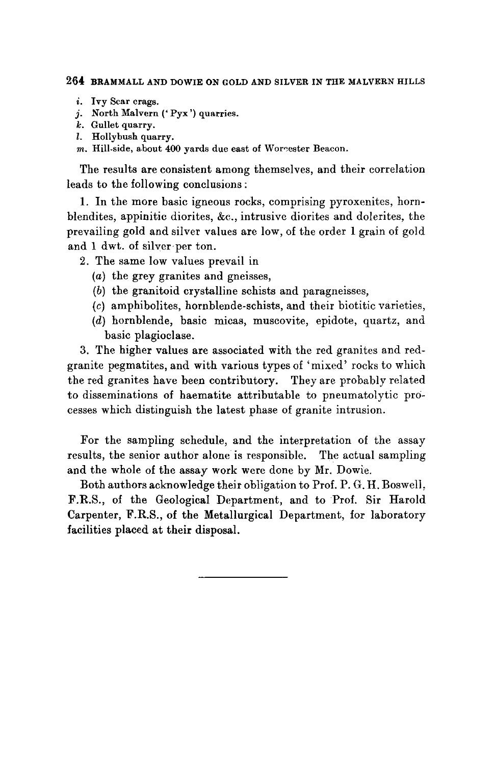*i*. Ivy Scar crags.
*j*. North Malvern ('Pyx') quarries.
*k*. Gullet quarry.
*l*. Hollybush quarry.
*m*. Hill-side, about 400 yards due east of Worcester Beacon.

The results are consistent among themselves, and their correlation leads to the following conclusions:

1. In the more basic igneous rocks, comprising pyroxenites, hornblendites, appinitic diorites, &c., intrusive diorites and dolerites, the prevailing gold and silver values are low, of the order 1 grain of gold and 1 dwt. of silver per ton.

2. The same low values prevail in
   (*a*) the grey granites and gneisses,
   (*b*) the granitoid crystalline schists and paragneisses,
   (*c*) amphibolites, hornblende-schists, and their biotitic varieties,
   (*d*) hornblende, basic micas, muscovite, epidote, quartz, and basic plagioclase.

3. The higher values are associated with the red granites and red-granite pegmatites, and with various types of 'mixed' rocks to which the red granites have been contributory. They are probably related to disseminations of haematite attributable to pneumatolytic processes which distinguish the latest phase of granite intrusion.

For the sampling schedule, and the interpretation of the assay results, the senior author alone is responsible. The actual sampling and the whole of the assay work were done by Mr. Dowie.

Both authors acknowledge their obligation to Prof. P. G. H. Boswell, F.R.S., of the Geological Department, and to Prof. Sir Harold Carpenter, F.R.S., of the Metallurgical Department, for laboratory facilities placed at their disposal.